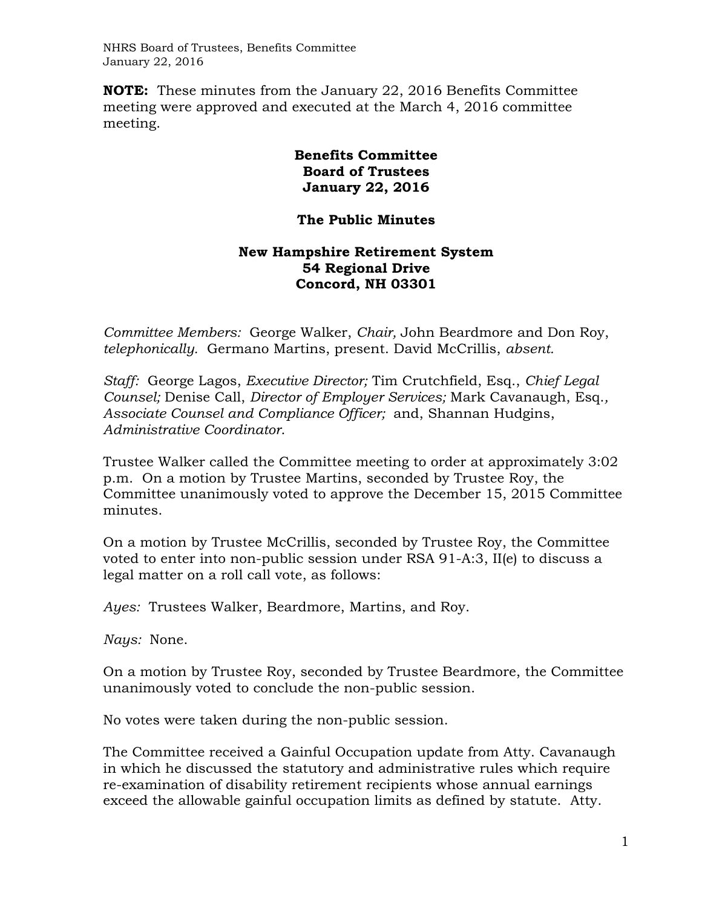**NOTE:** These minutes from the January 22, 2016 Benefits Committee meeting were approved and executed at the March 4, 2016 committee meeting.

# Benefits Committee
# Board of Trustees
# January 22, 2016

## The Public Minutes

## New Hampshire Retirement System
## 54 Regional Drive
## Concord, NH 03301

*Committee Members:* George Walker, *Chair,* John Beardmore and Don Roy, *telephonically.* Germano Martins, present. David McCrillis, *absent.*

*Staff:* George Lagos, *Executive Director;* Tim Crutchfield, Esq., *Chief Legal Counsel;* Denise Call, *Director of Employer Services;* Mark Cavanaugh, Esq., *Associate Counsel and Compliance Officer;* and, Shannan Hudgins, *Administrative Coordinator*.

Trustee Walker called the Committee meeting to order at approximately 3:02 p.m. On a motion by Trustee Martins, seconded by Trustee Roy, the Committee unanimously voted to approve the December 15, 2015 Committee minutes.

On a motion by Trustee McCrillis, seconded by Trustee Roy, the Committee voted to enter into non-public session under RSA 91-A:3, II(e) to discuss a legal matter on a roll call vote, as follows:

*Ayes:* Trustees Walker, Beardmore, Martins, and Roy.

*Nays:* None.

On a motion by Trustee Roy, seconded by Trustee Beardmore, the Committee unanimously voted to conclude the non-public session.

No votes were taken during the non-public session.

The Committee received a Gainful Occupation update from Atty. Cavanaugh in which he discussed the statutory and administrative rules which require re-examination of disability retirement recipients whose annual earnings exceed the allowable gainful occupation limits as defined by statute. Atty.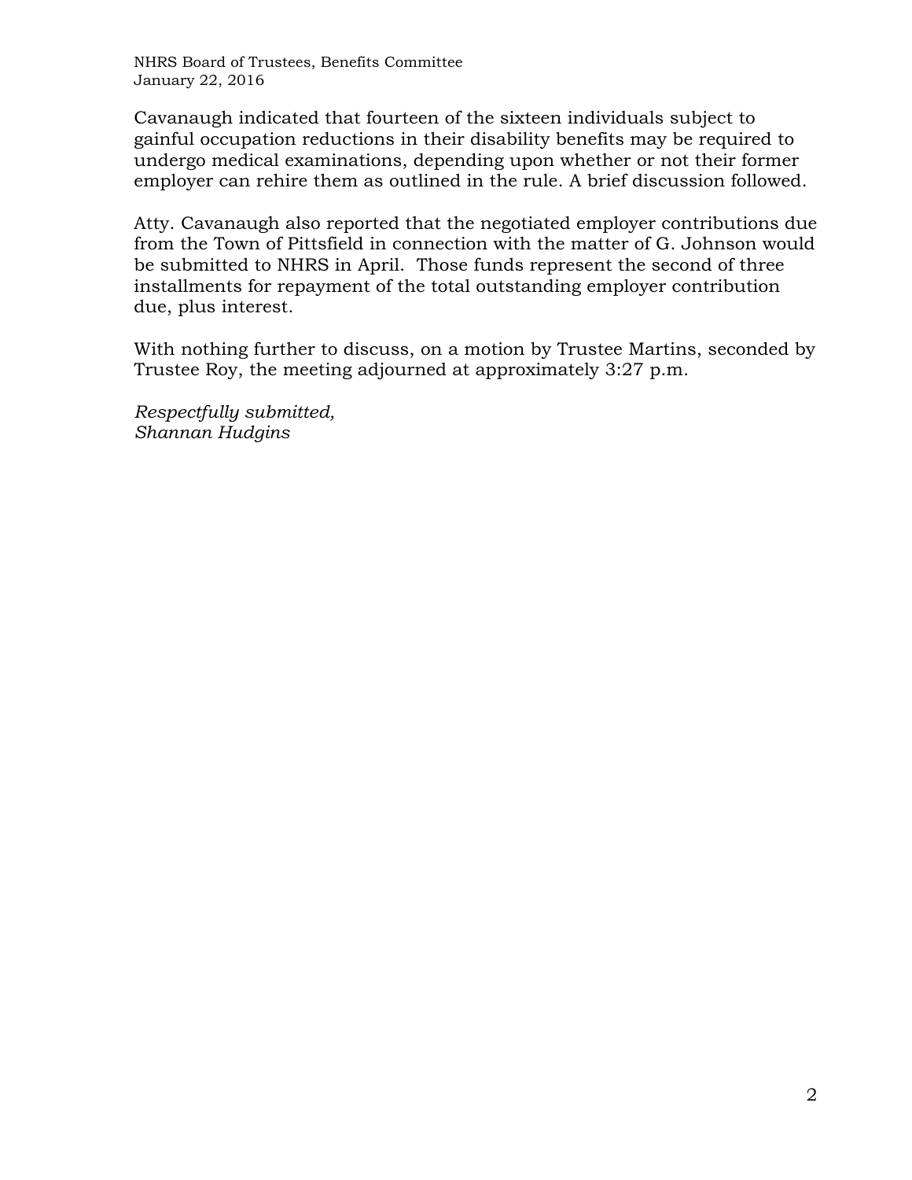Cavanaugh indicated that fourteen of the sixteen individuals subject to gainful occupation reductions in their disability benefits may be required to undergo medical examinations, depending upon whether or not their former employer can rehire them as outlined in the rule. A brief discussion followed.

Atty. Cavanaugh also reported that the negotiated employer contributions due from the Town of Pittsfield in connection with the matter of G. Johnson would be submitted to NHRS in April. Those funds represent the second of three installments for repayment of the total outstanding employer contribution due, plus interest.

With nothing further to discuss, on a motion by Trustee Martins, seconded by Trustee Roy, the meeting adjourned at approximately 3:27 p.m.

*Respectfully submitted,*
*Shannan Hudgins*